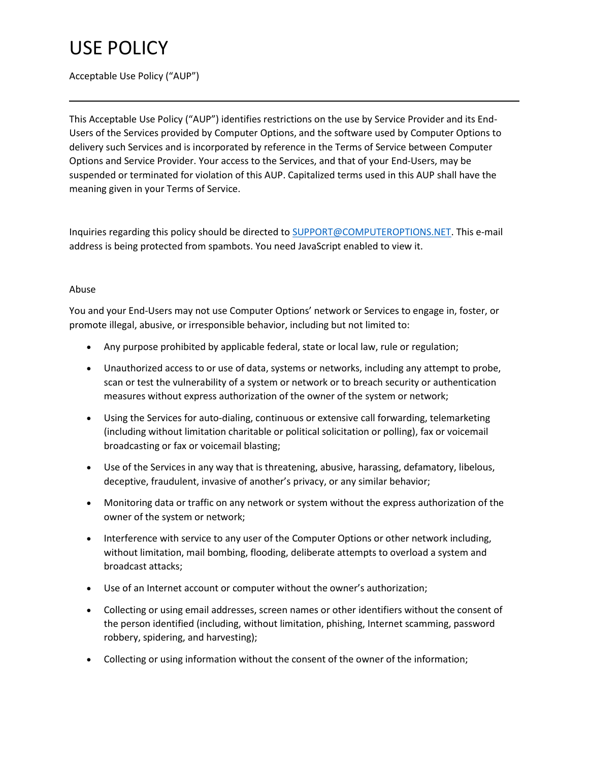# USE POLICY

Acceptable Use Policy ("AUP")

---

This Acceptable Use Policy ("AUP") identifies restrictions on the use by Service Provider and its End-Users of the Services provided by Computer Options, and the software used by Computer Options to delivery such Services and is incorporated by reference in the Terms of Service between Computer Options and Service Provider. Your access to the Services, and that of your End-Users, may be suspended or terminated for violation of this AUP. Capitalized terms used in this AUP shall have the meaning given in your Terms of Service.

Inquiries regarding this policy should be directed to SUPPORT@COMPUTEROPTIONS.NET. This e-mail address is being protected from spambots. You need JavaScript enabled to view it.

Abuse

You and your End-Users may not use Computer Options' network or Services to engage in, foster, or promote illegal, abusive, or irresponsible behavior, including but not limited to:

- Any purpose prohibited by applicable federal, state or local law, rule or regulation;
- Unauthorized access to or use of data, systems or networks, including any attempt to probe, scan or test the vulnerability of a system or network or to breach security or authentication measures without express authorization of the owner of the system or network;
- Using the Services for auto-dialing, continuous or extensive call forwarding, telemarketing (including without limitation charitable or political solicitation or polling), fax or voicemail broadcasting or fax or voicemail blasting;
- Use of the Services in any way that is threatening, abusive, harassing, defamatory, libelous, deceptive, fraudulent, invasive of another's privacy, or any similar behavior;
- Monitoring data or traffic on any network or system without the express authorization of the owner of the system or network;
- Interference with service to any user of the Computer Options or other network including, without limitation, mail bombing, flooding, deliberate attempts to overload a system and broadcast attacks;
- Use of an Internet account or computer without the owner's authorization;
- Collecting or using email addresses, screen names or other identifiers without the consent of the person identified (including, without limitation, phishing, Internet scamming, password robbery, spidering, and harvesting);
- Collecting or using information without the consent of the owner of the information;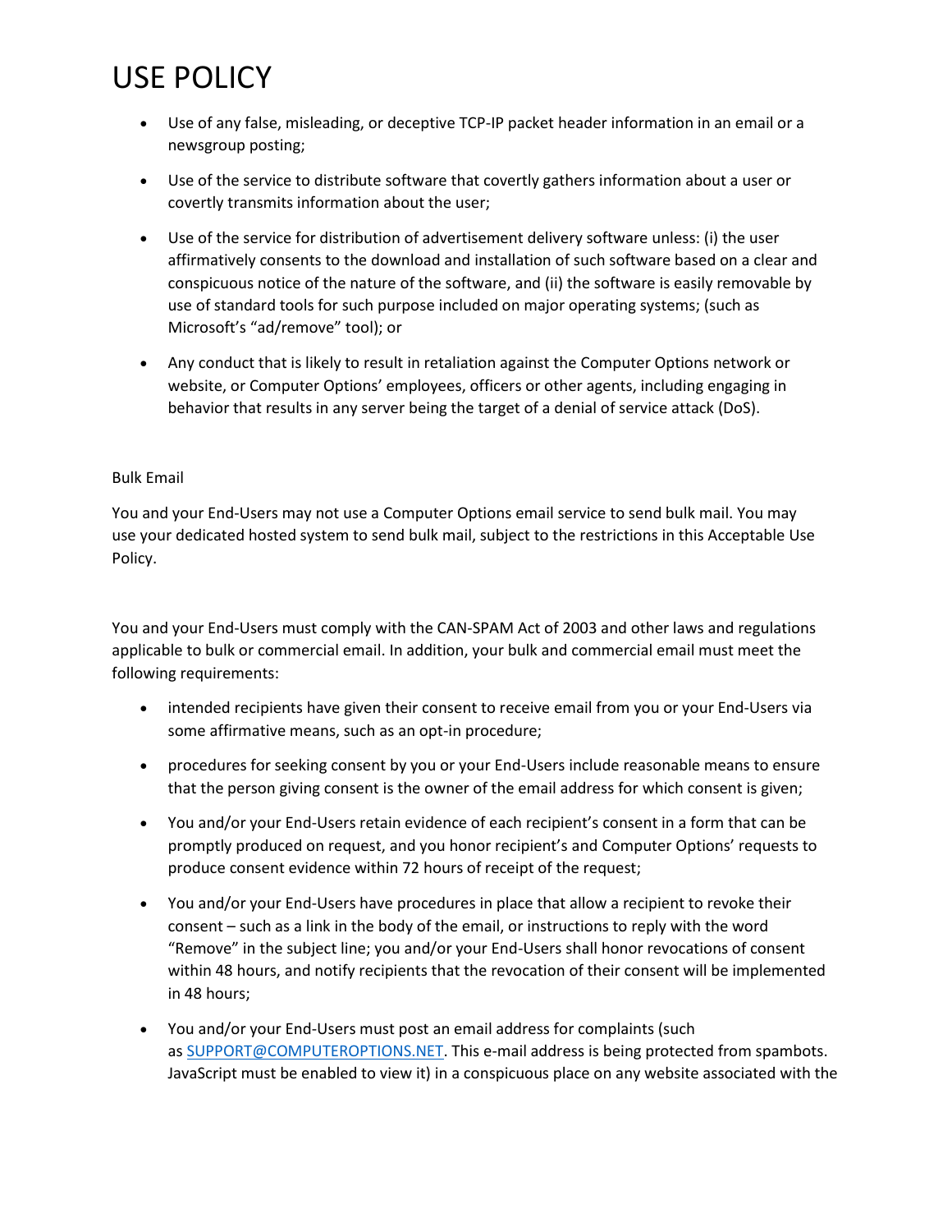# USE POLICY

- Use of any false, misleading, or deceptive TCP-IP packet header information in an email or a newsgroup posting;
- Use of the service to distribute software that covertly gathers information about a user or covertly transmits information about the user;
- Use of the service for distribution of advertisement delivery software unless: (i) the user affirmatively consents to the download and installation of such software based on a clear and conspicuous notice of the nature of the software, and (ii) the software is easily removable by use of standard tools for such purpose included on major operating systems; (such as Microsoft's "ad/remove" tool); or
- Any conduct that is likely to result in retaliation against the Computer Options network or website, or Computer Options' employees, officers or other agents, including engaging in behavior that results in any server being the target of a denial of service attack (DoS).

Bulk Email

You and your End-Users may not use a Computer Options email service to send bulk mail. You may use your dedicated hosted system to send bulk mail, subject to the restrictions in this Acceptable Use Policy.

You and your End-Users must comply with the CAN-SPAM Act of 2003 and other laws and regulations applicable to bulk or commercial email. In addition, your bulk and commercial email must meet the following requirements:

- intended recipients have given their consent to receive email from you or your End-Users via some affirmative means, such as an opt-in procedure;
- procedures for seeking consent by you or your End-Users include reasonable means to ensure that the person giving consent is the owner of the email address for which consent is given;
- You and/or your End-Users retain evidence of each recipient's consent in a form that can be promptly produced on request, and you honor recipient's and Computer Options' requests to produce consent evidence within 72 hours of receipt of the request;
- You and/or your End-Users have procedures in place that allow a recipient to revoke their consent – such as a link in the body of the email, or instructions to reply with the word "Remove" in the subject line; you and/or your End-Users shall honor revocations of consent within 48 hours, and notify recipients that the revocation of their consent will be implemented in 48 hours;
- You and/or your End-Users must post an email address for complaints (such as SUPPORT@COMPUTEROPTIONS.NET. This e-mail address is being protected from spambots. JavaScript must be enabled to view it) in a conspicuous place on any website associated with the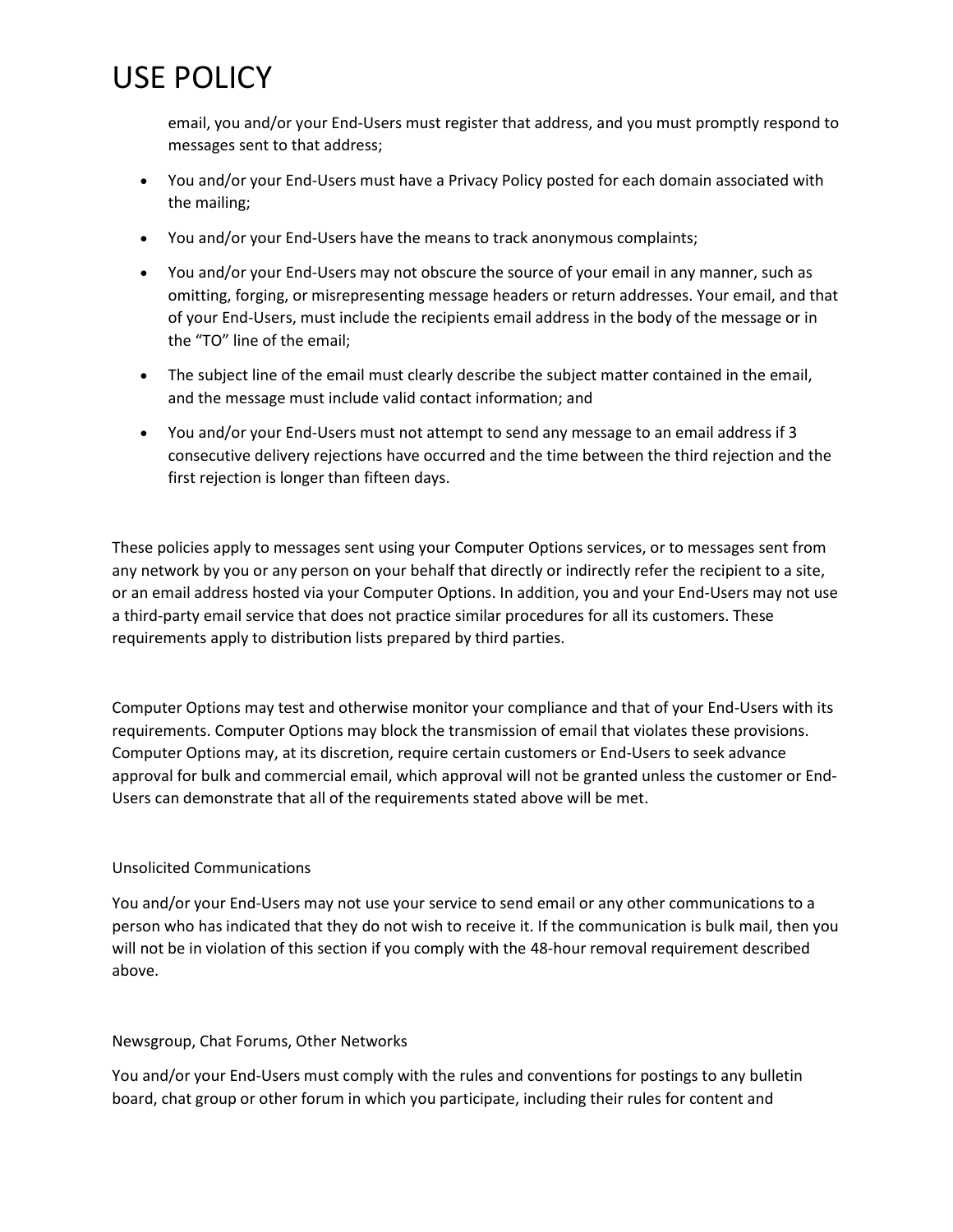email, you and/or your End-Users must register that address, and you must promptly respond to messages sent to that address;

- You and/or your End-Users must have a Privacy Policy posted for each domain associated with the mailing;
- You and/or your End-Users have the means to track anonymous complaints;
- You and/or your End-Users may not obscure the source of your email in any manner, such as omitting, forging, or misrepresenting message headers or return addresses. Your email, and that of your End-Users, must include the recipients email address in the body of the message or in the "TO" line of the email;
- The subject line of the email must clearly describe the subject matter contained in the email, and the message must include valid contact information; and
- You and/or your End-Users must not attempt to send any message to an email address if 3 consecutive delivery rejections have occurred and the time between the third rejection and the first rejection is longer than fifteen days.

These policies apply to messages sent using your Computer Options services, or to messages sent from any network by you or any person on your behalf that directly or indirectly refer the recipient to a site, or an email address hosted via your Computer Options. In addition, you and your End-Users may not use a third-party email service that does not practice similar procedures for all its customers. These requirements apply to distribution lists prepared by third parties.

Computer Options may test and otherwise monitor your compliance and that of your End-Users with its requirements. Computer Options may block the transmission of email that violates these provisions. Computer Options may, at its discretion, require certain customers or End-Users to seek advance approval for bulk and commercial email, which approval will not be granted unless the customer or End-Users can demonstrate that all of the requirements stated above will be met.

Unsolicited Communications

You and/or your End-Users may not use your service to send email or any other communications to a person who has indicated that they do not wish to receive it. If the communication is bulk mail, then you will not be in violation of this section if you comply with the 48-hour removal requirement described above.

Newsgroup, Chat Forums, Other Networks

You and/or your End-Users must comply with the rules and conventions for postings to any bulletin board, chat group or other forum in which you participate, including their rules for content and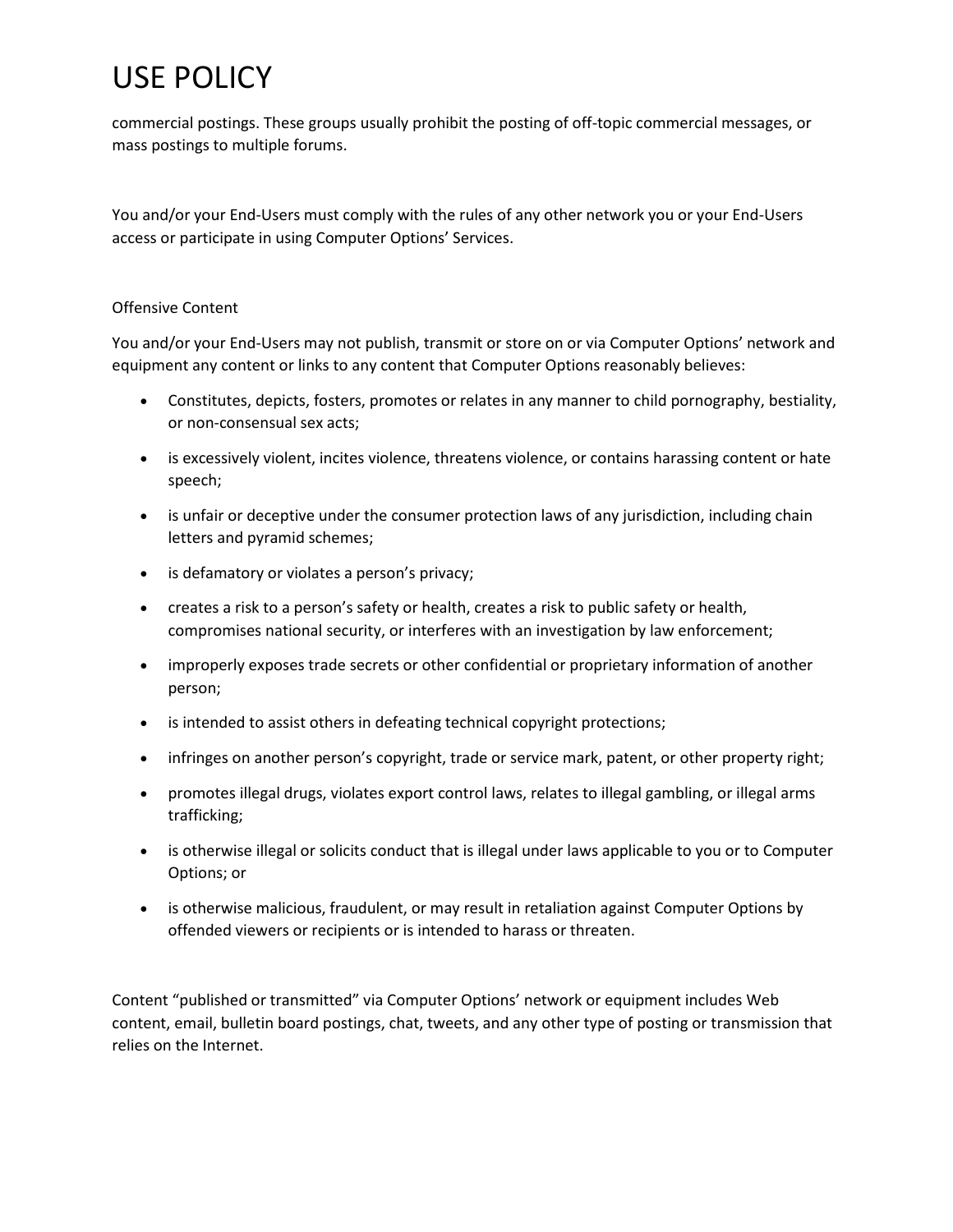# USE POLICY

commercial postings. These groups usually prohibit the posting of off-topic commercial messages, or mass postings to multiple forums.

You and/or your End-Users must comply with the rules of any other network you or your End-Users access or participate in using Computer Options' Services.

Offensive Content

You and/or your End-Users may not publish, transmit or store on or via Computer Options' network and equipment any content or links to any content that Computer Options reasonably believes:

- Constitutes, depicts, fosters, promotes or relates in any manner to child pornography, bestiality, or non-consensual sex acts;
- is excessively violent, incites violence, threatens violence, or contains harassing content or hate speech;
- is unfair or deceptive under the consumer protection laws of any jurisdiction, including chain letters and pyramid schemes;
- is defamatory or violates a person's privacy;
- creates a risk to a person's safety or health, creates a risk to public safety or health, compromises national security, or interferes with an investigation by law enforcement;
- improperly exposes trade secrets or other confidential or proprietary information of another person;
- is intended to assist others in defeating technical copyright protections;
- infringes on another person's copyright, trade or service mark, patent, or other property right;
- promotes illegal drugs, violates export control laws, relates to illegal gambling, or illegal arms trafficking;
- is otherwise illegal or solicits conduct that is illegal under laws applicable to you or to Computer Options; or
- is otherwise malicious, fraudulent, or may result in retaliation against Computer Options by offended viewers or recipients or is intended to harass or threaten.

Content "published or transmitted" via Computer Options' network or equipment includes Web content, email, bulletin board postings, chat, tweets, and any other type of posting or transmission that relies on the Internet.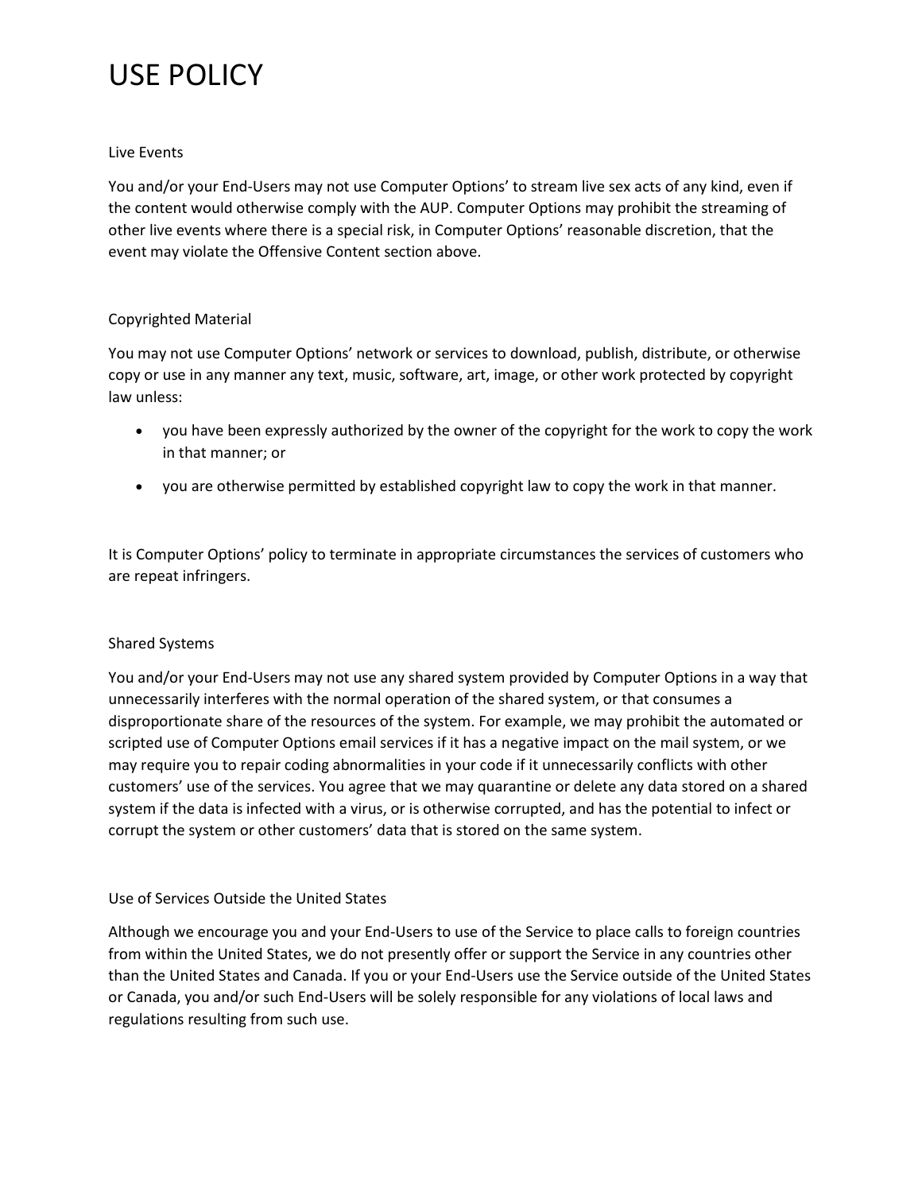# USE POLICY

### Live Events

You and/or your End-Users may not use Computer Options' to stream live sex acts of any kind, even if the content would otherwise comply with the AUP. Computer Options may prohibit the streaming of other live events where there is a special risk, in Computer Options' reasonable discretion, that the event may violate the Offensive Content section above.

### Copyrighted Material

You may not use Computer Options' network or services to download, publish, distribute, or otherwise copy or use in any manner any text, music, software, art, image, or other work protected by copyright law unless:

- you have been expressly authorized by the owner of the copyright for the work to copy the work in that manner; or
- you are otherwise permitted by established copyright law to copy the work in that manner.

It is Computer Options' policy to terminate in appropriate circumstances the services of customers who are repeat infringers.

### Shared Systems

You and/or your End-Users may not use any shared system provided by Computer Options in a way that unnecessarily interferes with the normal operation of the shared system, or that consumes a disproportionate share of the resources of the system. For example, we may prohibit the automated or scripted use of Computer Options email services if it has a negative impact on the mail system, or we may require you to repair coding abnormalities in your code if it unnecessarily conflicts with other customers' use of the services. You agree that we may quarantine or delete any data stored on a shared system if the data is infected with a virus, or is otherwise corrupted, and has the potential to infect or corrupt the system or other customers' data that is stored on the same system.

### Use of Services Outside the United States

Although we encourage you and your End-Users to use of the Service to place calls to foreign countries from within the United States, we do not presently offer or support the Service in any countries other than the United States and Canada. If you or your End-Users use the Service outside of the United States or Canada, you and/or such End-Users will be solely responsible for any violations of local laws and regulations resulting from such use.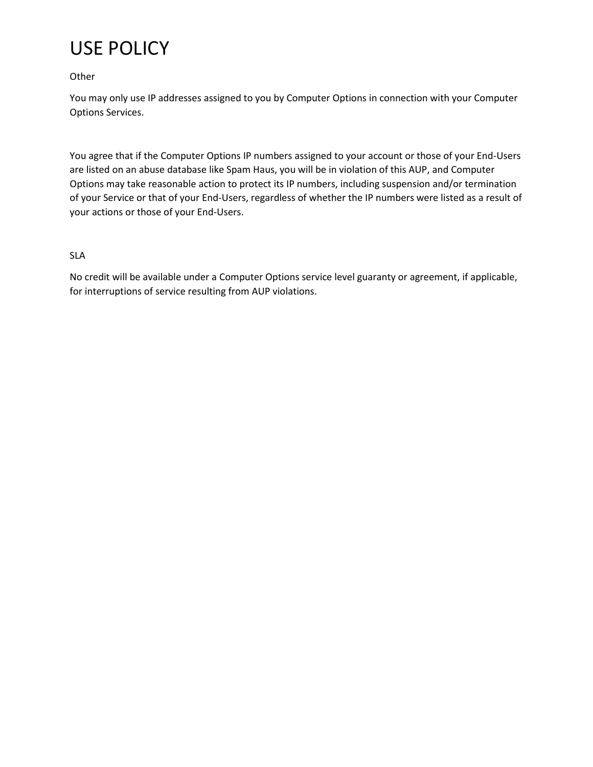# USE POLICY

Other

You may only use IP addresses assigned to you by Computer Options in connection with your Computer Options Services.

You agree that if the Computer Options IP numbers assigned to your account or those of your End-Users are listed on an abuse database like Spam Haus, you will be in violation of this AUP, and Computer Options may take reasonable action to protect its IP numbers, including suspension and/or termination of your Service or that of your End-Users, regardless of whether the IP numbers were listed as a result of your actions or those of your End-Users.

SLA

No credit will be available under a Computer Options service level guaranty or agreement, if applicable, for interruptions of service resulting from AUP violations.